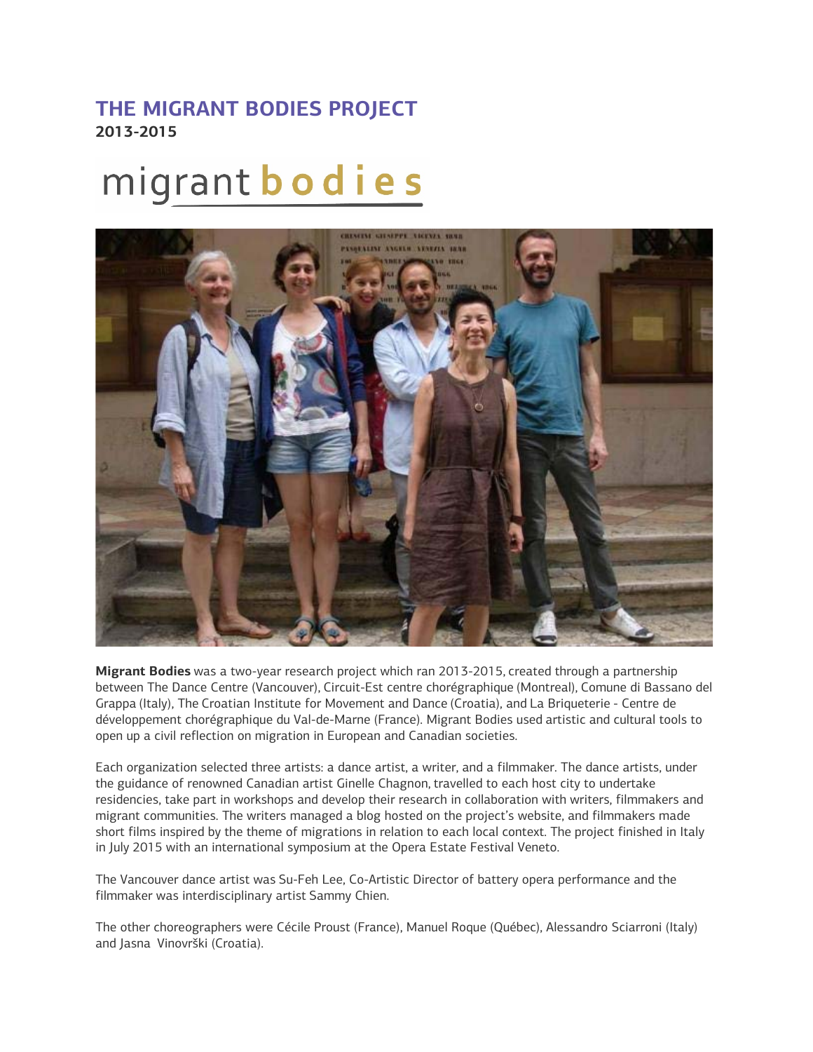# THE MIGRANT BODIES PROJECT

**2013-2015**

migrant bodies

**Migrant Bodies** was a two-year research project which ran 2013-2015, created through a partnership between The Dance Centre (Vancouver), Circuit-Est centre chorégraphique (Montreal), Comune di Bassano del Grappa (Italy), The Croatian Institute for Movement and Dance (Croatia), and La Briqueterie - Centre de développement chorégraphique du Val-de-Marne (France). Migrant Bodies used artistic and cultural tools to open up a civil reflection on migration in European and Canadian societies.

Each organization selected three artists: a dance artist, a writer, and a filmmaker. The dance artists, under the guidance of renowned Canadian artist Ginelle Chagnon, travelled to each host city to undertake residencies, take part in workshops and develop their research in collaboration with writers, filmmakers and migrant communities. The writers managed a blog hosted on the project's website, and filmmakers made short films inspired by the theme of migrations in relation to each local context. The project finished in Italy in July 2015 with an international symposium at the Opera Estate Festival Veneto.

The Vancouver dance artist was Su-Feh Lee, Co-Artistic Director of battery opera performance and the filmmaker was interdisciplinary artist Sammy Chien.

The other choreographers were Cécile Proust (France), Manuel Roque (Québec), Alessandro Sciarroni (Italy) and Jasna Vinovrški (Croatia).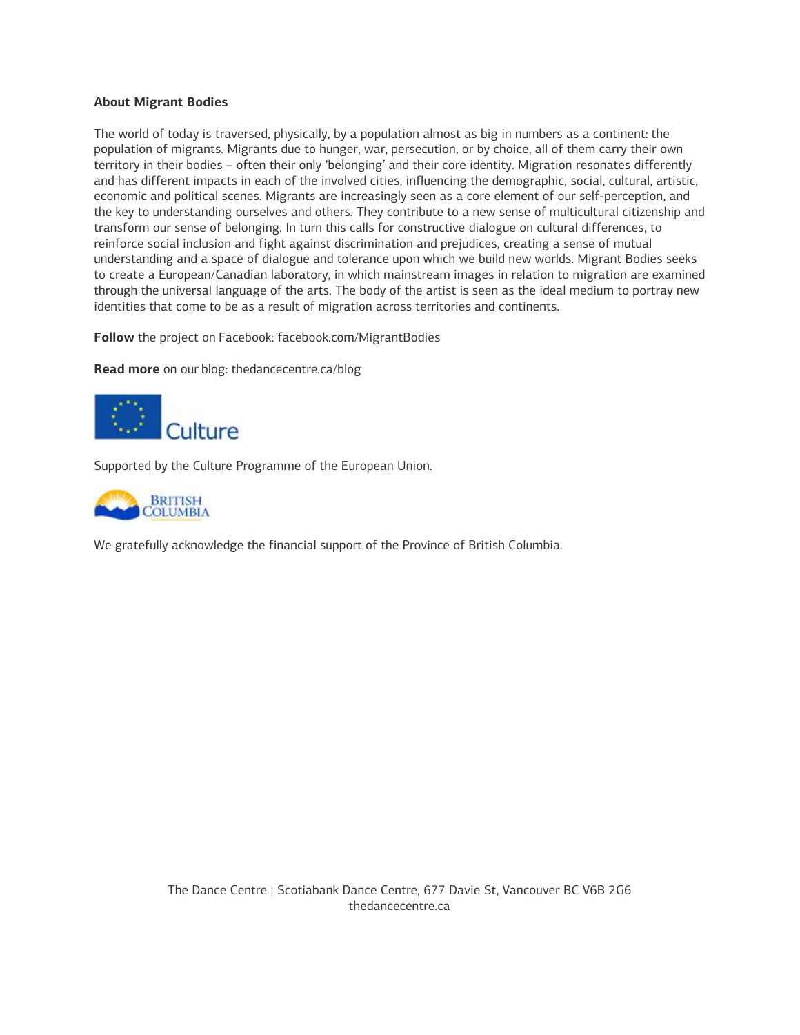**About Migrant Bodies**

The world of today is traversed, physically, by a population almost as big in numbers as a continent: the population of migrants. Migrants due to hunger, war, persecution, or by choice, all of them carry their own territory in their bodies – often their only 'belonging' and their core identity. Migration resonates differently and has different impacts in each of the involved cities, influencing the demographic, social, cultural, artistic, economic and political scenes. Migrants are increasingly seen as a core element of our self-perception, and the key to understanding ourselves and others. They contribute to a new sense of multicultural citizenship and transform our sense of belonging. In turn this calls for constructive dialogue on cultural differences, to reinforce social inclusion and fight against discrimination and prejudices, creating a sense of mutual understanding and a space of dialogue and tolerance upon which we build new worlds. Migrant Bodies seeks to create a European/Canadian laboratory, in which mainstream images in relation to migration are examined through the universal language of the arts. The body of the artist is seen as the ideal medium to portray new identities that come to be as a result of migration across territories and continents.

**Follow** the project on Facebook: facebook.com/MigrantBodies

**Read more** on our blog: thedancecentre.ca/blog

Culture

Supported by the Culture Programme of the European Union.

BRITISH COLUMBIA

We gratefully acknowledge the financial support of the Province of British Columbia.

The Dance Centre | Scotiabank Dance Centre, 677 Davie St, Vancouver BC V6B 2G6
thedancecentre.ca